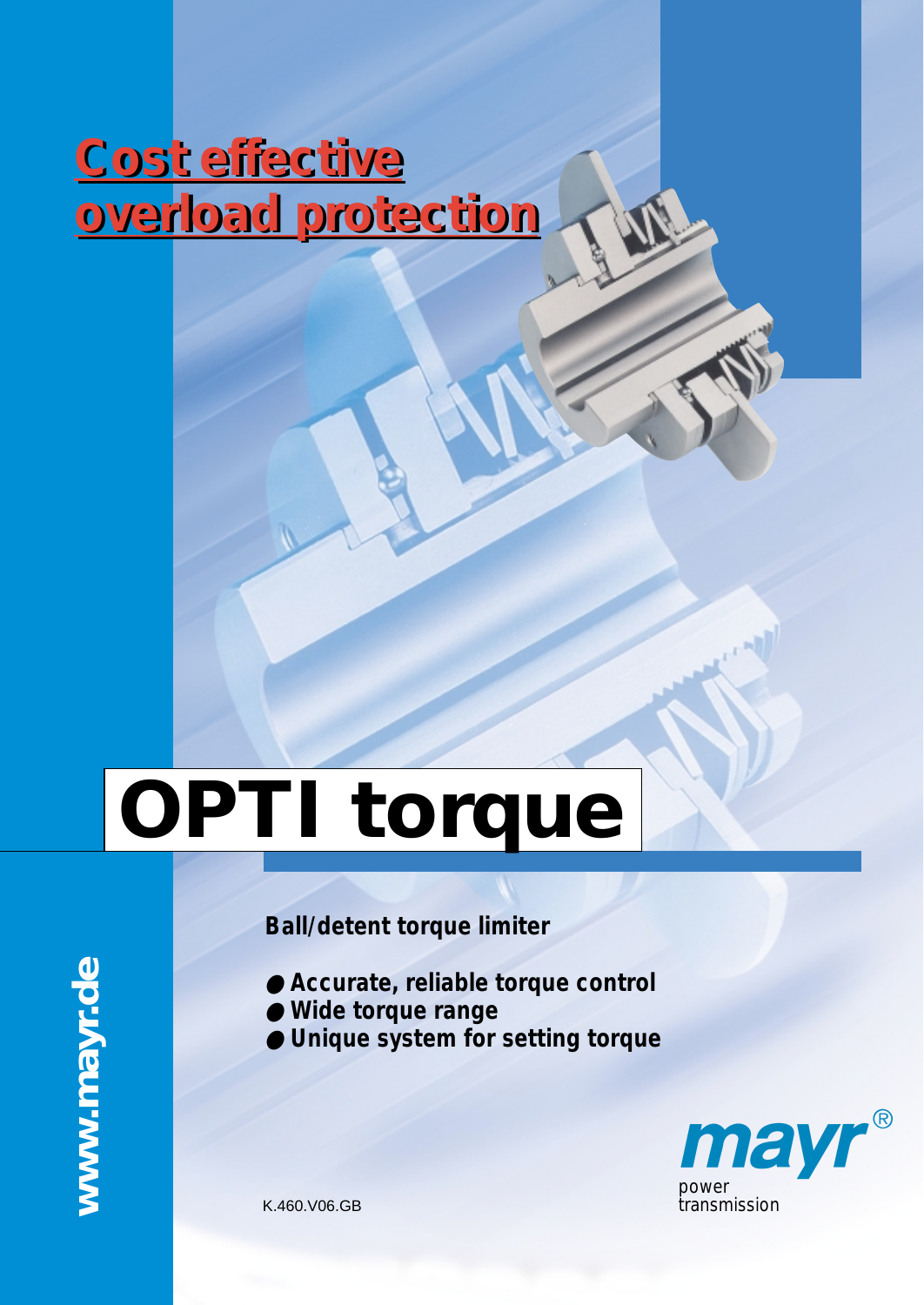# Cost effective overload protection

# OPTI torque

**Ball/detent torque limiter**

- **Accurate, reliable torque control**
- **Wide torque range**
- **Unique system for setting torque**

www.mayr.de

K.460.V06.GB

mayr® power transmission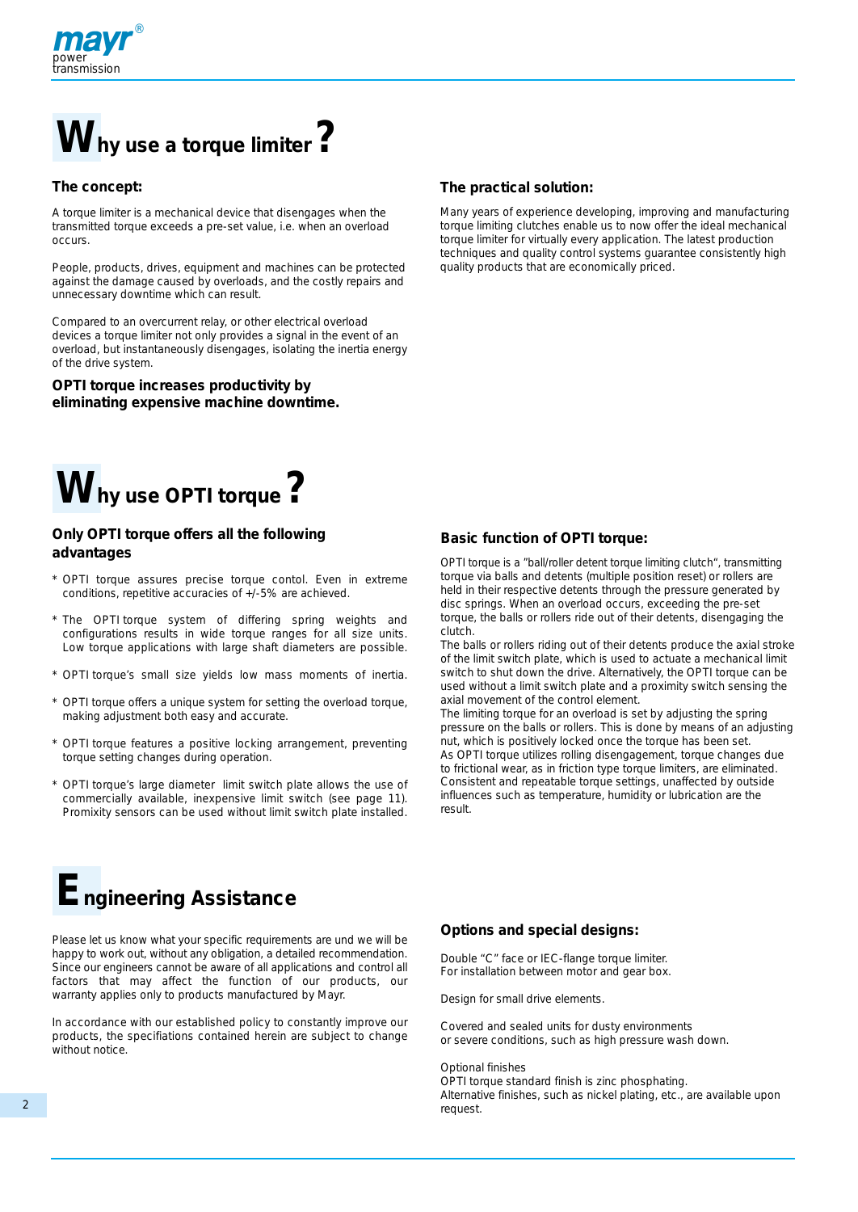# Why use a torque limiter?

## The concept:

A torque limiter is a mechanical device that disengages when the transmitted torque exceeds a pre-set value, i.e. when an overload occurs.

People, products, drives, equipment and machines can be protected against the damage caused by overloads, and the costly repairs and unnecessary downtime which can result.

Compared to an overcurrent relay, or other electrical overload devices a torque limiter not only provides a signal in the event of an overload, but instantaneously disengages, isolating the inertia energy of the drive system.

**OPTI torque increases productivity by eliminating expensive machine downtime.**

## The practical solution:

Many years of experience developing, improving and manufacturing torque limiting clutches enable us to now offer the ideal mechanical torque limiter for virtually every application. The latest production techniques and quality control systems guarantee consistently high quality products that are economically priced.

# Why use OPTI torque?

## Only OPTI torque offers all the following advantages

* OPTI torque assures precise torque contol. Even in extreme conditions, repetitive accuracies of +/-5% are achieved.
* The OPTI torque system of differing spring weights and configurations results in wide torque ranges for all size units. Low torque applications with large shaft diameters are possible.
* OPTI torque's small size yields low mass moments of inertia.
* OPTI torque offers a unique system for setting the overload torque, making adjustment both easy and accurate.
* OPTI torque features a positive locking arrangement, preventing torque setting changes during operation.
* OPTI torque's large diameter limit switch plate allows the use of commercially available, inexpensive limit switch (see page 11). Promixity sensors can be used without limit switch plate installed.

## Basic function of OPTI torque:

OPTI torque is a "ball/roller detent torque limiting clutch", transmitting torque via balls and detents (multiple position reset) or rollers are held in their respective detents through the pressure generated by disc springs. When an overload occurs, exceeding the pre-set torque, the balls or rollers ride out of their detents, disengaging the clutch.
The balls or rollers riding out of their detents produce the axial stroke of the limit switch plate, which is used to actuate a mechanical limit switch to shut down the drive. Alternatively, the OPTI torque can be used without a limit switch plate and a proximity switch sensing the axial movement of the control element.
The limiting torque for an overload is set by adjusting the spring pressure on the balls or rollers. This is done by means of an adjusting nut, which is positively locked once the torque has been set.
As OPTI torque utilizes rolling disengagement, torque changes due to frictional wear, as in friction type torque limiters, are eliminated. Consistent and repeatable torque settings, unaffected by outside influences such as temperature, humidity or lubrication are the result.

# Engineering Assistance

Please let us know what your specific requirements are und we will be happy to work out, without any obligation, a detailed recommendation. Since our engineers cannot be aware of all applications and control all factors that may affect the function of our products, our warranty applies only to products manufactured by Mayr.

In accordance with our established policy to constantly improve our products, the specifiations contained herein are subject to change without notice.

## Options and special designs:

Double "C" face or IEC-flange torque limiter.
For installation between motor and gear box.

Design for small drive elements.

Covered and sealed units for dusty environments
or severe conditions, such as high pressure wash down.

Optional finishes
OPTI torque standard finish is zinc phosphating.
Alternative finishes, such as nickel plating, etc., are available upon request.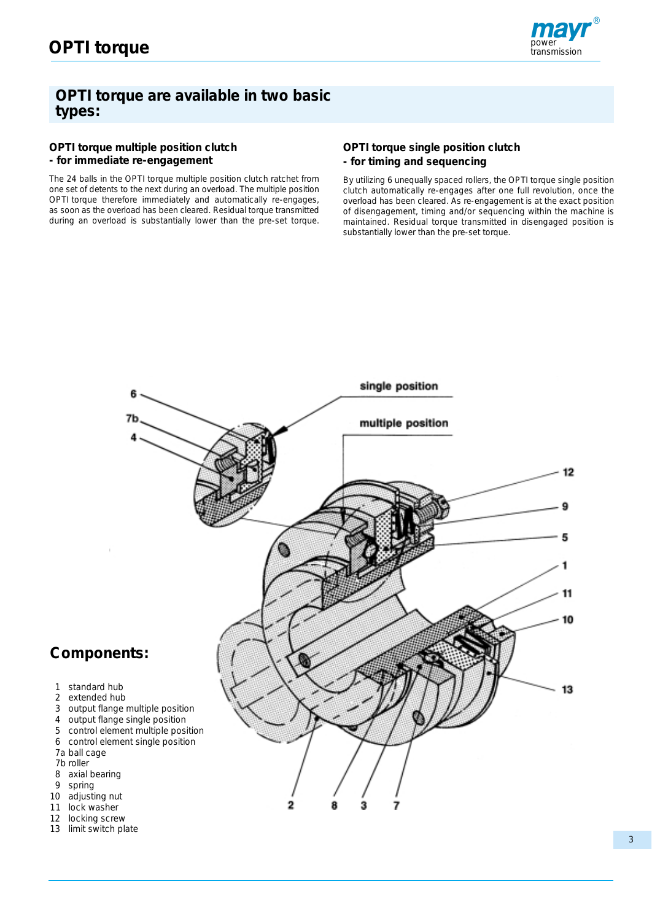## OPTI torque are available in two basic types:

### OPTI torque multiple position clutch
### - for immediate re-engagement

The 24 balls in the OPTI torque multiple position clutch ratchet from one set of detents to the next during an overload. The multiple position OPTI torque therefore immediately and automatically re-engages, as soon as the overload has been cleared. Residual torque transmitted during an overload is substantially lower than the pre-set torque.

### OPTI torque single position clutch
### - for timing and sequencing

By utilizing 6 unequally spaced rollers, the OPTI torque single position clutch automatically re-engages after one full revolution, once the overload has been cleared. As re-engagement is at the exact position of disengagement, timing and/or sequencing within the machine is maintained. Residual torque transmitted in disengaged position is substantially lower than the pre-set torque.

single position

multiple position

## Components:

1 standard hub
2 extended hub
3 output flange multiple position
4 output flange single position
5 control element multiple position
6 control element single position
7a ball cage
7b roller
8 axial bearing
9 spring
10 adjusting nut
11 lock washer
12 locking screw
13 limit switch plate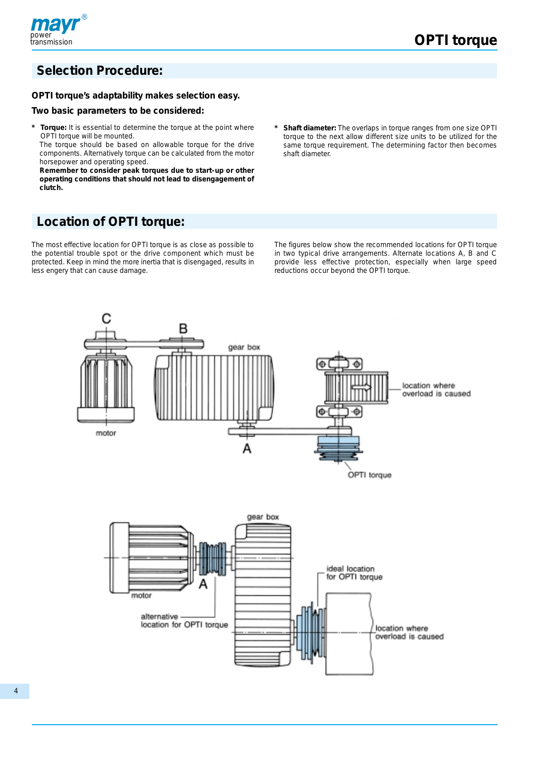## Selection Procedure:

**OPTI torque's adaptability makes selection easy.**

**Two basic parameters to be considered:**

* **Torque:** It is essential to determine the torque at the point where OPTI torque will be mounted.
  The torque should be based on allowable torque for the drive components. Alternatively torque can be calculated from the motor horsepower and operating speed.
  **Remember to consider peak torques due to start-up or other operating conditions that should not lead to disengagement of clutch.**

* **Shaft diameter:** The overlaps in torque ranges from one size OPTI torque to the next allow different size units to be utilized for the same torque requirement. The determining factor then becomes shaft diameter.

## Location of OPTI torque:

The most effective location for OPTI torque is as close as possible to the potential trouble spot or the drive component which must be protected. Keep in mind the more inertia that is disengaged, results in less engery that can cause damage.

The figures below show the recommended locations for OPTI torque in two typical drive arrangements. Alternate locations A, B and C provide less effective protection, especially when large speed reductions occur beyond the OPTI torque.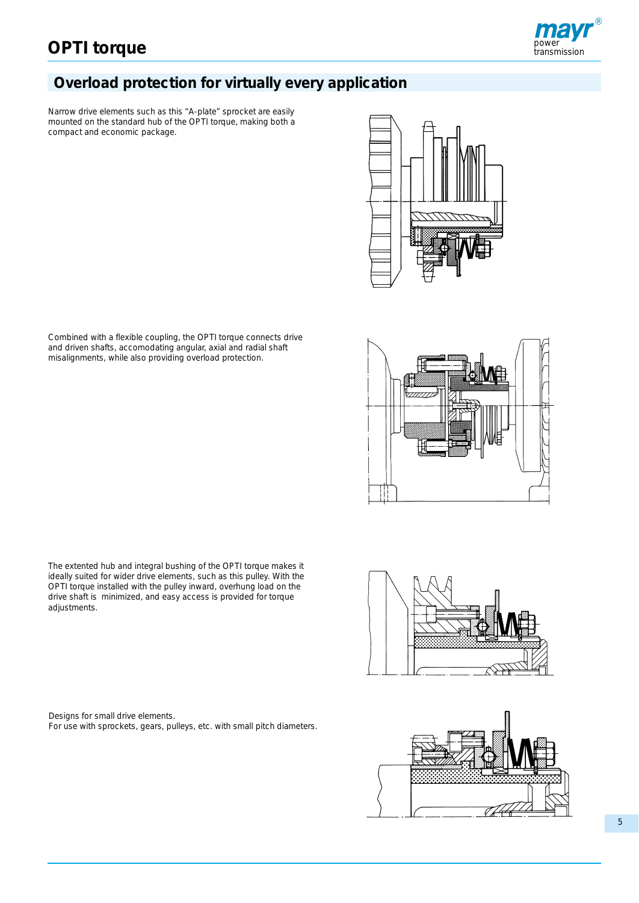# OPTI torque

## Overload protection for virtually every application

Narrow drive elements such as this "A-plate" sprocket are easily mounted on the standard hub of the OPTI torque, making both a compact and economic package.

Combined with a flexible coupling, the OPTI torque connects drive and driven shafts, accomodating angular, axial and radial shaft misalignments, while also providing overload protection.

The extented hub and integral bushing of the OPTI torque makes it ideally suited for wider drive elements, such as this pulley. With the OPTI torque installed with the pulley inward, overhung load on the drive shaft is minimized, and easy access is provided for torque adjustments.

Designs for small drive elements.
For use with sprockets, gears, pulleys, etc. with small pitch diameters.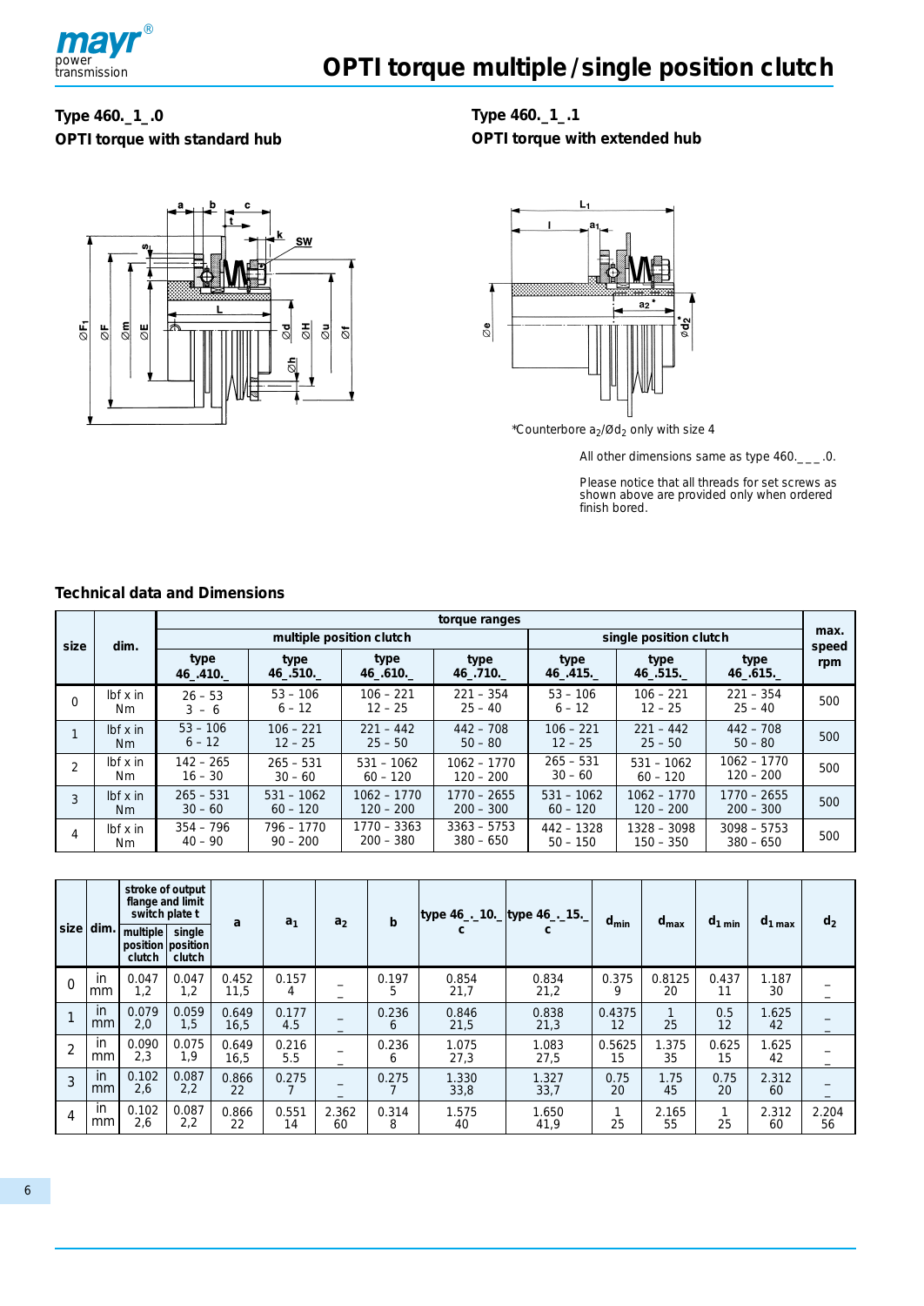# OPTI torque multiple / single position clutch

**Type 460._1_.0**
**OPTI torque with standard hub**

**Type 460._1_.1**
**OPTI torque with extended hub**

*Counterbore $a_2$/Ø$d_2$ only with size 4

All other dimensions same as type 460.___.0.

Please notice that all threads for set screws as shown above are provided only when ordered finish bored.

## Technical data and Dimensions

| size | dim. | torque ranges | | | | | | | max. speed rpm |
|---|---|---|---|---|---|---|---|---|---|
| | | multiple position clutch | | | | single position clutch | | | |
| | | type 46_.410._ | type 46_.510._ | type 46_.610._ | type 46_.710._ | type 46_.415._ | type 46_.515._ | type 46_.615._ | |
| 0 | lbf x in<br>Nm | 26 - 53<br>3 - 6 | 53 - 106<br>6 - 12 | 106 - 221<br>12 - 25 | 221 - 354<br>25 - 40 | 53 - 106<br>6 - 12 | 106 - 221<br>12 - 25 | 221 - 354<br>25 - 40 | 500 |
| 1 | lbf x in<br>Nm | 53 - 106<br>6 - 12 | 106 - 221<br>12 - 25 | 221 - 442<br>25 - 50 | 442 - 708<br>50 - 80 | 106 - 221<br>12 - 25 | 221 - 442<br>25 - 50 | 442 - 708<br>50 - 80 | 500 |
| 2 | lbf x in<br>Nm | 142 - 265<br>16 - 30 | 265 - 531<br>30 - 60 | 531 - 1062<br>60 - 120 | 1062 - 1770<br>120 - 200 | 265 - 531<br>30 - 60 | 531 - 1062<br>60 - 120 | 1062 - 1770<br>120 - 200 | 500 |
| 3 | lbf x in<br>Nm | 265 - 531<br>30 - 60 | 531 - 1062<br>60 - 120 | 1062 - 1770<br>120 - 200 | 1770 - 2655<br>200 - 300 | 531 - 1062<br>60 - 120 | 1062 - 1770<br>120 - 200 | 1770 - 2655<br>200 - 300 | 500 |
| 4 | lbf x in<br>Nm | 354 - 796<br>40 - 90 | 796 - 1770<br>90 - 200 | 1770 - 3363<br>200 - 380 | 3363 - 5753<br>380 - 650 | 442 - 1328<br>50 - 150 | 1328 - 3098<br>150 - 350 | 3098 - 5753<br>380 - 650 | 500 |

| size | dim. | stroke of output flange and limit switch plate t | | a | $a_1$ | $a_2$ | b | type 46_._10._ c | type 46_._15._ c | $d_{min}$ | $d_{max}$ | $d_{1\,min}$ | $d_{1\,max}$ | $d_2$ |
|---|---|---|---|---|---|---|---|---|---|---|---|---|---|---|
| | | multiple position clutch | single position clutch | | | | | | | | | | | |
| 0 | in<br>mm | 0.047<br>1,2 | 0.047<br>1,2 | 0.452<br>11,5 | 0.157<br>4 | –<br>– | 0.197<br>5 | 0.854<br>21,7 | 0.834<br>21,2 | 0.375<br>9 | 0.8125<br>20 | 0.437<br>11 | 1.187<br>30 | –<br>– |
| 1 | in<br>mm | 0.079<br>2,0 | 0.059<br>1,5 | 0.649<br>16,5 | 0.177<br>4.5 | –<br>– | 0.236<br>6 | 0.846<br>21,5 | 0.838<br>21,3 | 0.4375<br>12 | 1<br>25 | 0.5<br>12 | 1.625<br>42 | –<br>– |
| 2 | in<br>mm | 0.090<br>2,3 | 0.075<br>1,9 | 0.649<br>16,5 | 0.216<br>5.5 | –<br>– | 0.236<br>6 | 1.075<br>27,3 | 1.083<br>27,5 | 0.5625<br>15 | 1.375<br>35 | 0.625<br>15 | 1.625<br>42 | –<br>– |
| 3 | in<br>mm | 0.102<br>2,6 | 0.087<br>2,2 | 0.866<br>22 | 0.275<br>7 | –<br>– | 0.275<br>7 | 1.330<br>33,8 | 1.327<br>33,7 | 0.75<br>20 | 1.75<br>45 | 0.75<br>20 | 2.312<br>60 | –<br>– |
| 4 | in<br>mm | 0.102<br>2,6 | 0.087<br>2,2 | 0.866<br>22 | 0.551<br>14 | 2.362<br>60 | 0.314<br>8 | 1.575<br>40 | 1.650<br>41,9 | 1<br>25 | 2.165<br>55 | 1<br>25 | 2.312<br>60 | 2.204<br>56 |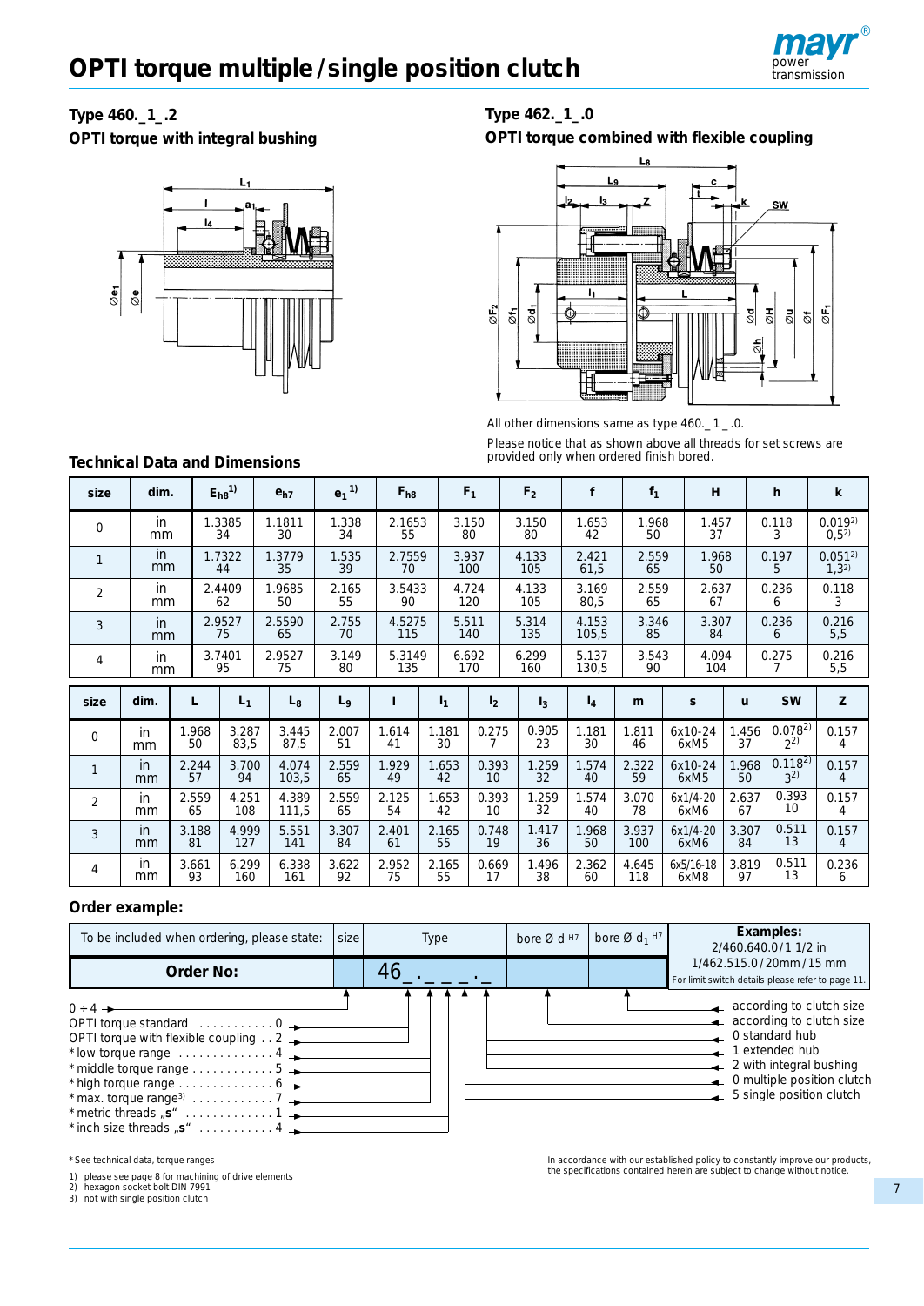# OPTI torque multiple / single position clutch

## Type 460._1_.2
### OPTI torque with integral bushing

## Type 462._1_.0
### OPTI torque combined with flexible coupling

All other dimensions same as type 460._1_.0.

Please notice that as shown above all threads for set screws are provided only when ordered finish bored.

## Technical Data and Dimensions

| size | dim. | $E_{h8}$[1] | $e_{h7}$ | $e_1$[1] | $F_{h8}$ | $F_1$ | $F_2$ | f | $f_1$ | H | h | k |
|---|---|---|---|---|---|---|---|---|---|---|---|---|
| 0 | in<br>mm | 1.3385<br>34 | 1.1811<br>30 | 1.338<br>34 | 2.1653<br>55 | 3.150<br>80 | 3.150<br>80 | 1.653<br>42 | 1.968<br>50 | 1.457<br>37 | 0.118<br>3 | 0.019[2]<br>0,5[2] |
| 1 | in<br>mm | 1.7322<br>44 | 1.3779<br>35 | 1.535<br>39 | 2.7559<br>70 | 3.937<br>100 | 4.133<br>105 | 2.421<br>61,5 | 2.559<br>65 | 1.968<br>50 | 0.197<br>5 | 0.051[2]<br>1,3[2] |
| 2 | in<br>mm | 2.4409<br>62 | 1.9685<br>50 | 2.165<br>55 | 3.5433<br>90 | 4.724<br>120 | 4.133<br>105 | 3.169<br>80,5 | 2.559<br>65 | 2.637<br>67 | 0.236<br>6 | 0.118<br>3 |
| 3 | in<br>mm | 2.9527<br>75 | 2.5590<br>65 | 2.755<br>70 | 4.5275<br>115 | 5.511<br>140 | 5.314<br>135 | 4.153<br>105,5 | 3.346<br>85 | 3.307<br>84 | 0.236<br>6 | 0.216<br>5,5 |
| 4 | in<br>mm | 3.7401<br>95 | 2.9527<br>75 | 3.149<br>80 | 5.3149<br>135 | 6.692<br>170 | 6.299<br>160 | 5.137<br>130,5 | 3.543<br>90 | 4.094<br>104 | 0.275<br>7 | 0.216<br>5,5 |

| size | dim. | L | $L_1$ | $L_8$ | $L_9$ | l | $l_1$ | $l_2$ | $l_3$ | $l_4$ | m | s | u | SW | Z |
|---|---|---|---|---|---|---|---|---|---|---|---|---|---|---|---|
| 0 | in<br>mm | 1.968<br>50 | 3.287<br>83,5 | 3.445<br>87,5 | 2.007<br>51 | 1.614<br>41 | 1.181<br>30 | 0.275<br>7 | 0.905<br>23 | 1.181<br>30 | 1.811<br>46 | 6x10-24<br>6xM5 | 1.456<br>37 | 0.078[2]<br>2[2] | 0.157<br>4 |
| 1 | in<br>mm | 2.244<br>57 | 3.700<br>94 | 4.074<br>103,5 | 2.559<br>65 | 1.929<br>49 | 1.653<br>42 | 0.393<br>10 | 1.259<br>32 | 1.574<br>40 | 2.322<br>59 | 6x10-24<br>6xM5 | 1.968<br>50 | 0.118[2]<br>3[2] | 0.157<br>4 |
| 2 | in<br>mm | 2.559<br>65 | 4.251<br>108 | 4.389<br>111,5 | 2.559<br>65 | 2.125<br>54 | 1.653<br>42 | 0.393<br>10 | 1.259<br>32 | 1.574<br>40 | 3.070<br>78 | 6x1/4-20<br>6xM6 | 2.637<br>67 | 0.393<br>10 | 0.157<br>4 |
| 3 | in<br>mm | 3.188<br>81 | 4.999<br>127 | 5.551<br>141 | 3.307<br>84 | 2.401<br>61 | 2.165<br>55 | 0.748<br>19 | 1.417<br>36 | 1.968<br>50 | 3.937<br>100 | 6x1/4-20<br>6xM6 | 3.307<br>84 | 0.511<br>13 | 0.157<br>4 |
| 4 | in<br>mm | 3.661<br>93 | 6.299<br>160 | 6.338<br>161 | 3.622<br>92 | 2.952<br>75 | 2.165<br>55 | 0.669<br>17 | 1.496<br>38 | 2.362<br>60 | 4.645<br>118 | 6x5/16-18<br>6xM8 | 3.819<br>97 | 0.511<br>13 | 0.236<br>6 |

## Order example:

| To be included when ordering, please state: | size | Type | bore Ø d H7 | bore Ø $d_1$ H7 | Examples: |
|---|---|---|---|---|---|
| **Order No:** | | 46_ . _ _ _ . _ | | | 2/460.640.0/1 1/2 in<br>1/462.515.0/20mm/15 mm<br>For limit switch details please refer to page 11. |

0 ÷ 4 (size)

OPTI torque standard . . . . . . . . . . . 0
OPTI torque with flexible coupling . . 2
* low torque range . . . . . . . . . . . . . 4
* middle torque range . . . . . . . . . . . . 5
* high torque range . . . . . . . . . . . . . 6
* max. torque range[3] . . . . . . . . . . . . 7
* metric threads „s" . . . . . . . . . . . . . 1
* inch size threads „s" . . . . . . . . . . . 4

according to clutch size (bore Ø d)
according to clutch size (bore Ø $d_1$)
0 standard hub
1 extended hub
2 with integral bushing
0 multiple position clutch
5 single position clutch

* See technical data, torque ranges

1) please see page 8 for machining of drive elements
2) hexagon socket bolt DIN 7991
3) not with single position clutch

In accordance with our established policy to constantly improve our products, the specifications contained herein are subject to change without notice.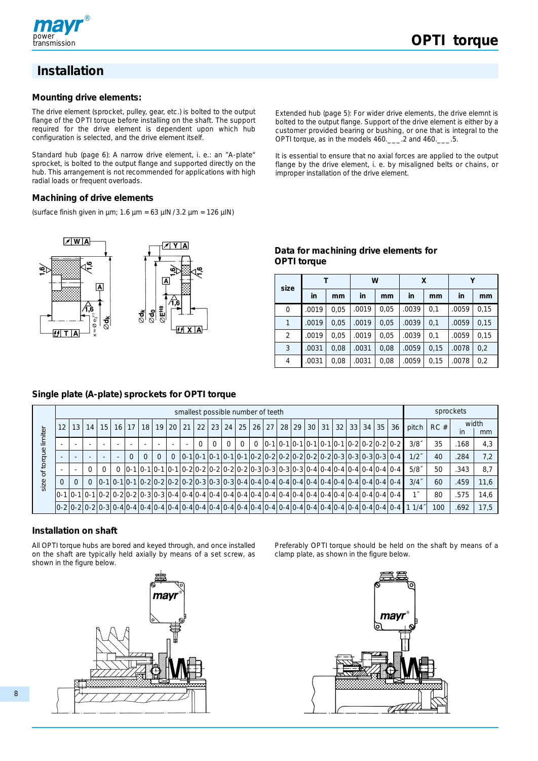## Installation

### Mounting drive elements:

The drive element (sprocket, pulley, gear, etc.) is bolted to the output flange of the OPTI torque before installing on the shaft. The support required for the drive element is dependent upon which hub configuration is selected, and the drive element itself.

Standard hub (page 6): A narrow drive element, i. e.: an "A-plate" sprocket, is bolted to the output flange and supported directly on the hub. This arrangement is not recommended for applications with high radial loads or frequent overloads.

Extended hub (page 5): For wider drive elements, the drive elemnt is bolted to the output flange. Support of the drive element is either by a customer provided bearing or bushing, or one that is integral to the OPTI torque, as in the models 460.\_\_\_.2 and 460.\_\_\_.5.

It is essential to ensure that no axial forces are applied to the output flange by the drive element, i. e. by misaligned belts or chains, or improper installation of the drive element.

### Machining of drive elements

(surface finish given in µm; 1.6 µm = 63 µIN / 3.2 µm = 126 µIN)

### Data for machining drive elements for OPTI torque

| size | T | | W | | X | | Y | |
|---|---|---|---|---|---|---|---|---|
| | in | mm | in | mm | in | mm | in | mm |
| 0 | .0019 | 0,05 | .0019 | 0,05 | .0039 | 0,1 | .0059 | 0,15 |
| 1 | .0019 | 0,05 | .0019 | 0,05 | .0039 | 0,1 | .0059 | 0,15 |
| 2 | .0019 | 0,05 | .0019 | 0,05 | .0039 | 0,1 | .0059 | 0,15 |
| 3 | .0031 | 0,08 | .0031 | 0,08 | .0059 | 0,15 | .0078 | 0,2 |
| 4 | .0031 | 0,08 | .0031 | 0,08 | .0059 | 0,15 | .0078 | 0,2 |

### Single plate (A-plate) sprockets for OPTI torque

| size of torque limiter | smallest possible number of teeth | | | | | | | | | | | | | | | | | | | | | | | | | sprockets | | | |
|---|---|---|---|---|---|---|---|---|---|---|---|---|---|---|---|---|---|---|---|---|---|---|---|---|---|---|---|---|---|
| | 12 | 13 | 14 | 15 | 16 | 17 | 18 | 19 | 20 | 21 | 22 | 23 | 24 | 25 | 26 | 27 | 28 | 29 | 30 | 31 | 32 | 33 | 34 | 35 | 36 | pitch | RC # | width in | width mm |
| | - | - | - | - | - | - | - | - | - | - | 0 | 0 | 0 | 0 | 0 | 0-1 | 0-1 | 0-1 | 0-1 | 0-1 | 0-1 | 0-2 | 0-2 | 0-2 | 0-2 | 3/8˝ | 35 | .168 | 4,3 |
| | - | - | - | - | - | - | 0 | 0 | 0 | 0 | 0-1 | 0-1 | 0-1 | 0-1 | 0-1 | 0-2 | 0-2 | 0-2 | 0-2 | 0-2 | 0-3 | 0-3 | 0-3 | 0-3 | 0-4 | 1/2˝ | 40 | .284 | 7,2 |
| | - | - | 0 | 0 | 0 | 0-1 | 0-1 | 0-1 | 0-1 | 0-2 | 0-2 | 0-2 | 0-2 | 0-2 | 0-3 | 0-3 | 0-3 | 0-3 | 0-4 | 0-4 | 0-4 | 0-4 | 0-4 | 0-4 | 0-4 | 5/8˝ | 50 | .343 | 8,7 |
| | 0 | 0 | 0 | 0-1 | 0-1 | 0-1 | 0-2 | 0-2 | 0-2 | 0-2 | 0-3 | 0-3 | 0-3 | 0-4 | 0-4 | 0-4 | 0-4 | 0-4 | 0-4 | 0-4 | 0-4 | 0-4 | 0-4 | 0-4 | 0-4 | 3/4˝ | 60 | .459 | 11,6 |
| | 0-1 | 0-1 | 0-1 | 0-2 | 0-2 | 0-3 | 0-3 | 0-4 | 0-4 | 0-4 | 0-4 | 0-4 | 0-4 | 0-4 | 0-4 | 0-4 | 0-4 | 0-4 | 0-4 | 0-4 | 0-4 | 0-4 | 0-4 | 0-4 | 0-4 | 1˝ | 80 | .575 | 14,6 |
| | 0-2 | 0-2 | 0-2 | 0-3 | 0-4 | 0-4 | 0-4 | 0-4 | 0-4 | 0-4 | 0-4 | 0-4 | 0-4 | 0-4 | 0-4 | 0-4 | 0-4 | 0-4 | 0-4 | 0-4 | 0-4 | 0-4 | 0-4 | 0-4 | 0-4 | 1 1/4˝ | 100 | .692 | 17,5 |

### Installation on shaft

All OPTI torque hubs are bored and keyed through, and once installed on the shaft are typically held axially by means of a set screw, as shown in the figure below.

Preferably OPTI torque should be held on the shaft by means of a clamp plate, as shown in the figure below.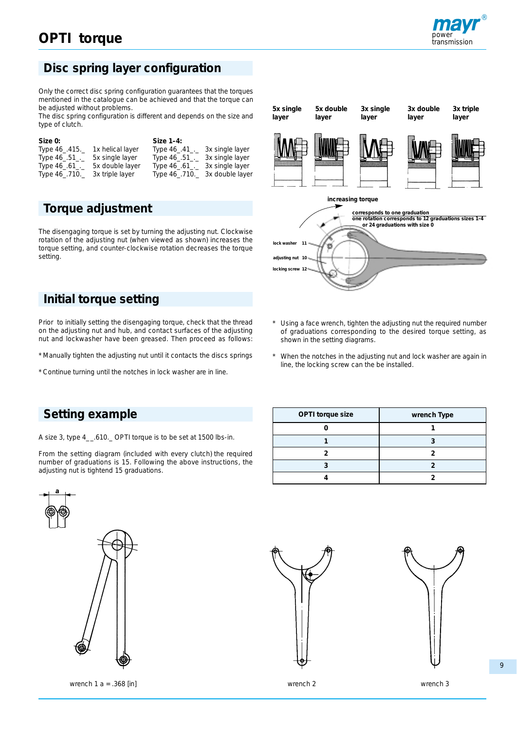# OPTI torque

## Disc spring layer configuration

Only the correct disc spring configuration guarantees that the torques mentioned in the catalogue can be achieved and that the torque can be adjusted without problems.
The disc spring configuration is different and depends on the size and type of clutch.

| Size 0: | | Size 1–4: | |
|---|---|---|---|
| Type 46_.415._ | 1x helical layer | Type 46_.41_._ | 3x single layer |
| Type 46_.51_._ | 5x single layer | Type 46_.51_._ | 3x single layer |
| Type 46_.61_._ | 5x double layer | Type 46_.61_._ | 3x single layer |
| Type 46_.710._ | 3x triple layer | Type 46_.710._ | 3x double layer |

5x single layer | 5x double layer | 3x single layer | 3x double layer | 3x triple layer

## Torque adjustment

The disengaging torque is set by turning the adjusting nut. Clockwise rotation of the adjusting nut (when viewed as shown) increases the torque setting, and counter-clockwise rotation decreases the torque setting.

increasing torque

corresponds to one graduation
one rotation corresponds to 12 graduations sizes 1-4
or 24 graduations with size 0

lock washer 11
adjusting nut 10
locking screw 12

## Initial torque setting

Prior to initially setting the disengaging torque, check that the thread on the adjusting nut and hub, and contact surfaces of the adjusting nut and lockwasher have been greased. Then proceed as follows:

* Manually tighten the adjusting nut until it contacts the discs springs

* Continue turning until the notches in lock washer are in line.

* Using a face wrench, tighten the adjusting nut the required number of graduations corresponding to the desired torque setting, as shown in the setting diagrams.

* When the notches in the adjusting nut and lock washer are again in line, the locking screw can the be installed.

## Setting example

A size 3, type 4__.610._ OPTI torque is to be set at 1500 lbs-in.

From the setting diagram (included with every clutch) the required number of graduations is 15. Following the above instructions, the adjusting nut is tightend 15 graduations.

| OPTI torque size | wrench Type |
|---|---|
| 0 | 1 |
| 1 | 3 |
| 2 | 2 |
| 3 | 2 |
| 4 | 2 |

wrench 1 a = .368 [in]

wrench 2

wrench 3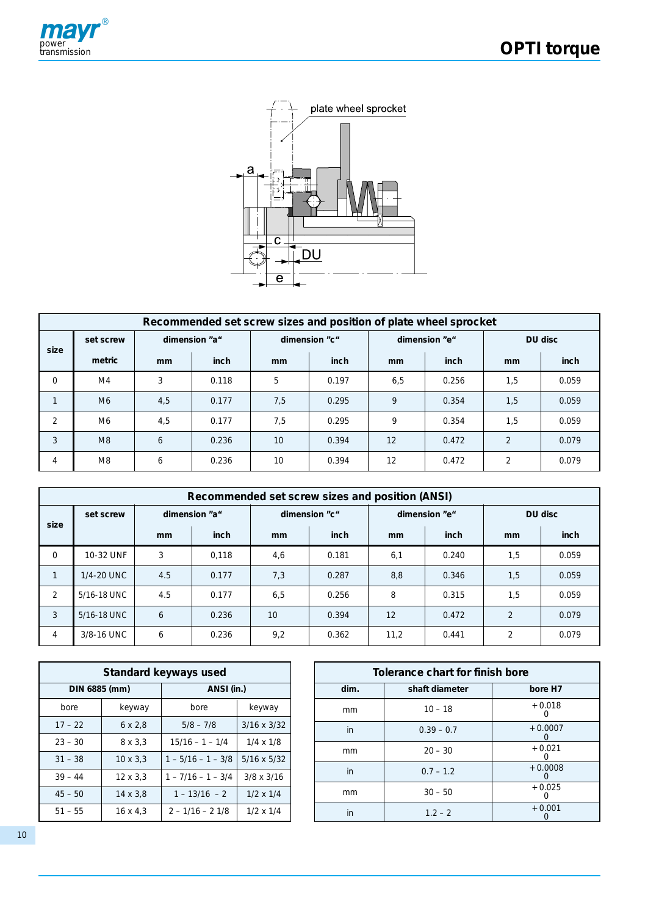plate wheel sprocket

a

c

DU

e

| Recommended set screw sizes and position of plate wheel sprocket | | | | | | | | | | |
|---|---|---|---|---|---|---|---|---|---|---|
| size | set screw | dimension "a" | | dimension "c" | | dimension "e" | | DU disc | | |
| | metric | mm | inch | mm | inch | mm | inch | mm | inch |
| 0 | M4 | 3 | 0.118 | 5 | 0.197 | 6,5 | 0.256 | 1,5 | 0.059 |
| 1 | M6 | 4,5 | 0.177 | 7,5 | 0.295 | 9 | 0.354 | 1,5 | 0.059 |
| 2 | M6 | 4,5 | 0.177 | 7,5 | 0.295 | 9 | 0.354 | 1,5 | 0.059 |
| 3 | M8 | 6 | 0.236 | 10 | 0.394 | 12 | 0.472 | 2 | 0.079 |
| 4 | M8 | 6 | 0.236 | 10 | 0.394 | 12 | 0.472 | 2 | 0.079 |

| Recommended set screw sizes and position (ANSI) | | | | | | | | | |
|---|---|---|---|---|---|---|---|---|---|
| size | set screw | dimension "a" | | dimension "c" | | dimension "e" | | DU disc | |
| | | mm | inch | mm | inch | mm | inch | mm | inch |
| 0 | 10-32 UNF | 3 | 0,118 | 4,6 | 0.181 | 6,1 | 0.240 | 1,5 | 0.059 |
| 1 | 1/4-20 UNC | 4.5 | 0.177 | 7,3 | 0.287 | 8,8 | 0.346 | 1,5 | 0.059 |
| 2 | 5/16-18 UNC | 4.5 | 0.177 | 6,5 | 0.256 | 8 | 0.315 | 1,5 | 0.059 |
| 3 | 5/16-18 UNC | 6 | 0.236 | 10 | 0.394 | 12 | 0.472 | 2 | 0.079 |
| 4 | 3/8-16 UNC | 6 | 0.236 | 9,2 | 0.362 | 11,2 | 0.441 | 2 | 0.079 |

| Standard keyways used | | | |
|---|---|---|---|
| DIN 6885 (mm) | | ANSI (in.) | |
| bore | keyway | bore | keyway |
| 17 – 22 | 6 x 2,8 | 5/8 – 7/8 | 3/16 x 3/32 |
| 23 – 30 | 8 x 3,3 | 15/16 – 1 – 1/4 | 1/4 x 1/8 |
| 31 – 38 | 10 x 3,3 | 1 – 5/16 – 1 – 3/8 | 5/16 x 5/32 |
| 39 – 44 | 12 x 3,3 | 1 – 7/16 – 1 – 3/4 | 3/8 x 3/16 |
| 45 – 50 | 14 x 3,8 | 1 – 13/16 – 2 | 1/2 x 1/4 |
| 51 – 55 | 16 x 4,3 | 2 – 1/16 – 2 1/8 | 1/2 x 1/4 |

| Tolerance chart for finish bore | | |
|---|---|---|
| dim. | shaft diameter | bore H7 |
| mm | 10 – 18 | +0.018 / 0 |
| in | 0.39 – 0.7 | +0.0007 / 0 |
| mm | 20 – 30 | +0.021 / 0 |
| in | 0.7 – 1.2 | +0.0008 / 0 |
| mm | 30 – 50 | +0.025 / 0 |
| in | 1.2 – 2 | +0.001 / 0 |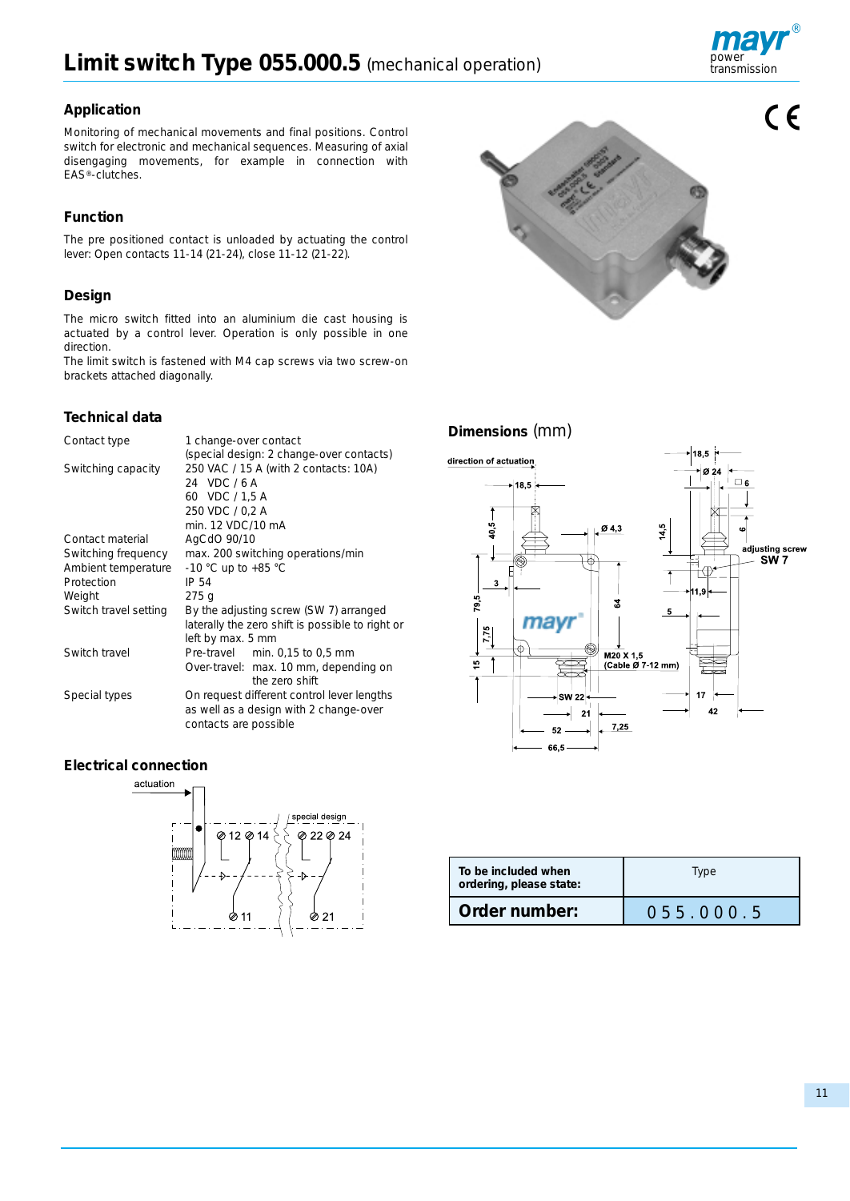# Limit switch Type 055.000.5 (mechanical operation)

## Application

Monitoring of mechanical movements and final positions. Control switch for electronic and mechanical sequences. Measuring of axial disengaging movements, for example in connection with EAS®-clutches.

## Function

The pre positioned contact is unloaded by actuating the control lever: Open contacts 11-14 (21-24), close 11-12 (21-22).

## Design

The micro switch fitted into an aluminium die cast housing is actuated by a control lever. Operation is only possible in one direction.
The limit switch is fastened with M4 cap screws via two screw-on brackets attached diagonally.

## Technical data

| | |
|---|---|
| Contact type | 1 change-over contact (special design: 2 change-over contacts) |
| Switching capacity | 250 VAC / 15 A (with 2 contacts: 10A)<br>24 VDC / 6 A<br>60 VDC / 1,5 A<br>250 VDC / 0,2 A<br>min. 12 VDC/10 mA |
| Contact material | AgCdO 90/10 |
| Switching frequency | max. 200 switching operations/min |
| Ambient temperature | -10 °C up to +85 °C |
| Protection | IP 54 |
| Weight | 275 g |
| Switch travel setting | By the adjusting screw (SW 7) arranged laterally the zero shift is possible to right or left by max. 5 mm |
| Switch travel | Pre-travel min. 0,15 to 0,5 mm<br>Over-travel: max. 10 mm, depending on the zero shift |
| Special types | On request different control lever lengths as well as a design with 2 change-over contacts are possible |

## Electrical connection

## Dimensions (mm)

| To be included when ordering, please state: | Type |
|---|---|
| **Order number:** | 055.000.5 |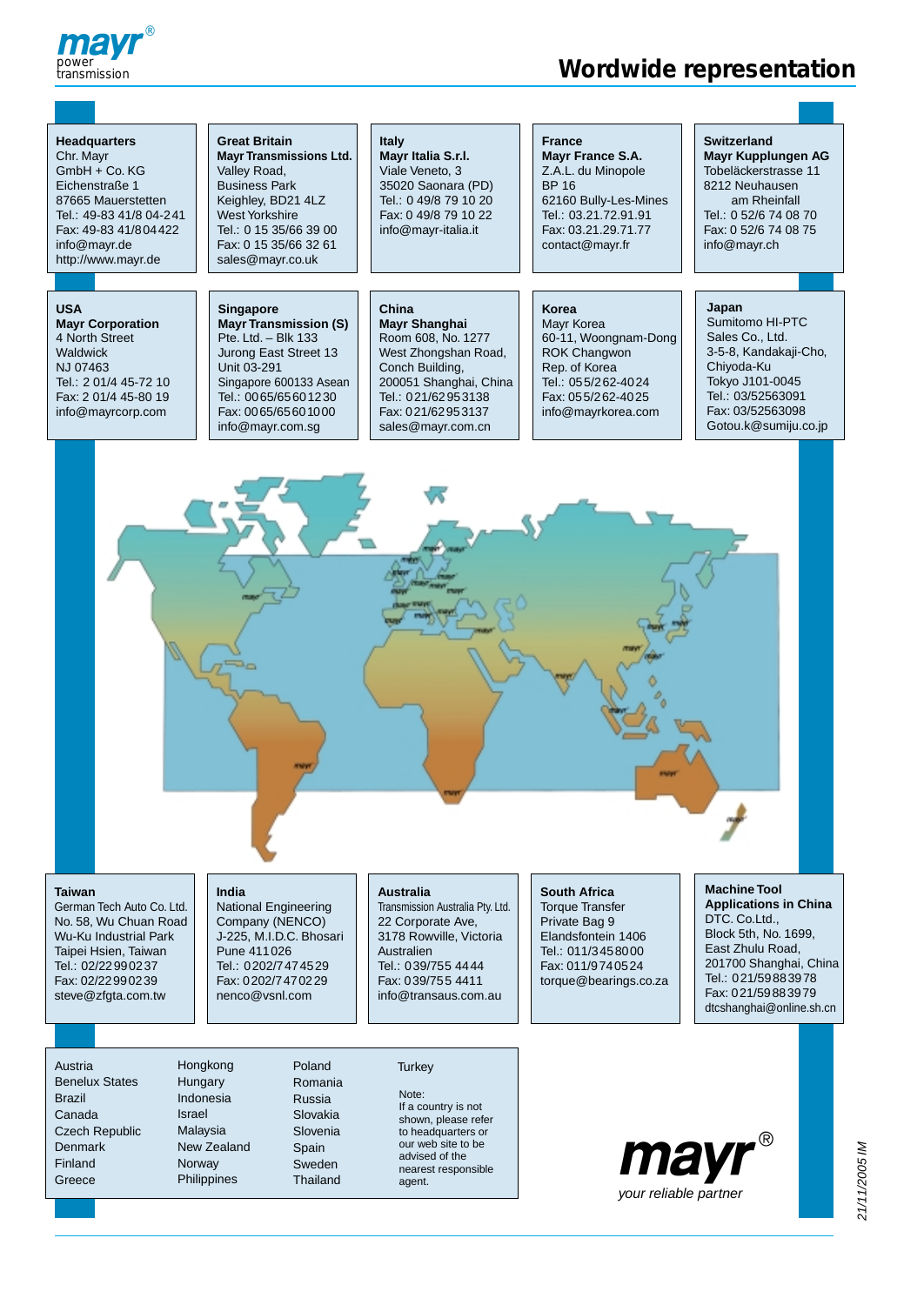# Wordwide representation

**Headquarters**
Chr. Mayr
GmbH + Co. KG
Eichenstraße 1
87665 Mauerstetten
Tel.: 49-83 41/8 04-241
Fax: 49-83 41/804422
info@mayr.de
http://www.mayr.de

**Great Britain**
**Mayr Transmissions Ltd.**
Valley Road,
Business Park
Keighley, BD21 4LZ
West Yorkshire
Tel.: 0 15 35/66 39 00
Fax: 0 15 35/66 32 61
sales@mayr.co.uk

**Italy**
**Mayr Italia S.r.l.**
Viale Veneto, 3
35020 Saonara (PD)
Tel.: 0 49/8 79 10 20
Fax: 0 49/8 79 10 22
info@mayr-italia.it

**France**
**Mayr France S.A.**
Z.A.L. du Minopole
BP 16
62160 Bully-Les-Mines
Tel.: 03.21.72.91.91
Fax: 03.21.29.71.77
contact@mayr.fr

**Switzerland**
**Mayr Kupplungen AG**
Tobeläckerstrasse 11
8212 Neuhausen
am Rheinfall
Tel.: 0 52/6 74 08 70
Fax: 0 52/6 74 08 75
info@mayr.ch

**USA**
**Mayr Corporation**
4 North Street
Waldwick
NJ 07463
Tel.: 2 01/4 45-72 10
Fax: 2 01/4 45-80 19
info@mayrcorp.com

**Singapore**
**Mayr Transmission (S)**
Pte. Ltd. – Blk 133
Jurong East Street 13
Unit 03-291
Singapore 600133 Asean
Tel.: 0065/65601230
Fax: 0065/65601000
info@mayr.com.sg

**China**
**Mayr Shanghai**
Room 608, No. 1277
West Zhongshan Road,
Conch Building,
200051 Shanghai, China
Tel.: 021/62953138
Fax: 021/62953137
sales@mayr.com.cn

**Korea**
Mayr Korea
60-11, Woongnam-Dong
ROK Changwon
Rep. of Korea
Tel.: 055/262-4024
Fax: 055/262-4025
info@mayrkorea.com

**Japan**
Sumitomo HI-PTC
Sales Co., Ltd.
3-5-8, Kandakaji-Cho,
Chiyoda-Ku
Tokyo J101-0045
Tel.: 03/52563091
Fax: 03/52563098
Gotou.k@sumiju.co.jp

**Taiwan**
German Tech Auto Co. Ltd.
No. 58, Wu Chuan Road
Wu-Ku Industrial Park
Taipei Hsien, Taiwan
Tel.: 02/22990237
Fax: 02/22990239
steve@zfgta.com.tw

**India**
National Engineering
Company (NENCO)
J-225, M.I.D.C. Bhosari
Pune 411026
Tel.: 0202/7474529
Fax: 0202/7470229
nenco@vsnl.com

**Australia**
Transmission Australia Pty. Ltd.
22 Corporate Ave,
3178 Rowville, Victoria
Australien
Tel.: 039/755 4444
Fax: 039/755 4411
info@transaus.com.au

**South Africa**
Torque Transfer
Private Bag 9
Elandsfontein 1406
Tel.: 011/3458000
Fax: 011/9740524
torque@bearings.co.za

**Machine Tool Applications in China**
DTC. Co.Ltd.,
Block 5th, No. 1699,
East Zhulu Road,
201700 Shanghai, China
Tel.: 021/59883978
Fax: 021/59883979
dtcshanghai@online.sh.cn

- Austria
- Benelux States
- Brazil
- Canada
- Czech Republic
- Denmark
- Finland
- Greece
- Hongkong
- Hungary
- Indonesia
- Israel
- Malaysia
- New Zealand
- Norway
- Philippines
- Poland
- Romania
- Russia
- Slovakia
- Slovenia
- Spain
- Sweden
- Thailand
- Turkey

Note:
If a country is not shown, please refer to headquarters or our web site to be advised of the nearest responsible agent.

mayr®
*your reliable partner*

*21/11/2005 IM*